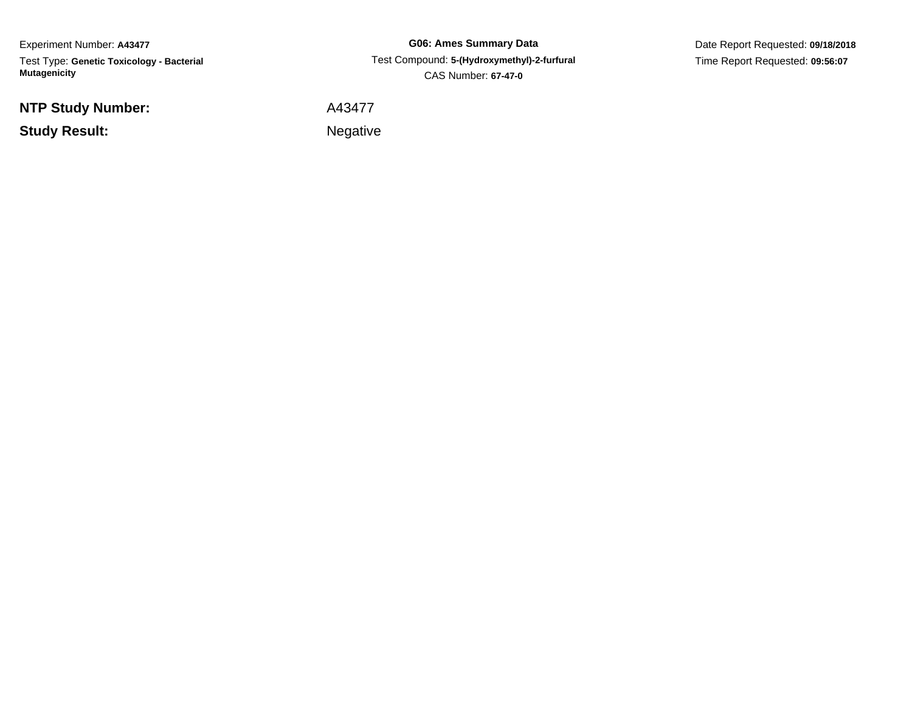Experiment Number: **A43477**

Test Type: **Genetic Toxicology - Bacterial Mutagenicity**

**G06: Ames Summary Data**

Test Compound: **5-(Hydroxymethyl)-2-furfural**

CAS Number: **67-47-0**

Date Report Requested: **09/18/2018**

Time Report Requested: **09:56:07**

**NTP Study Number:** A43477

**Study Result:** Negative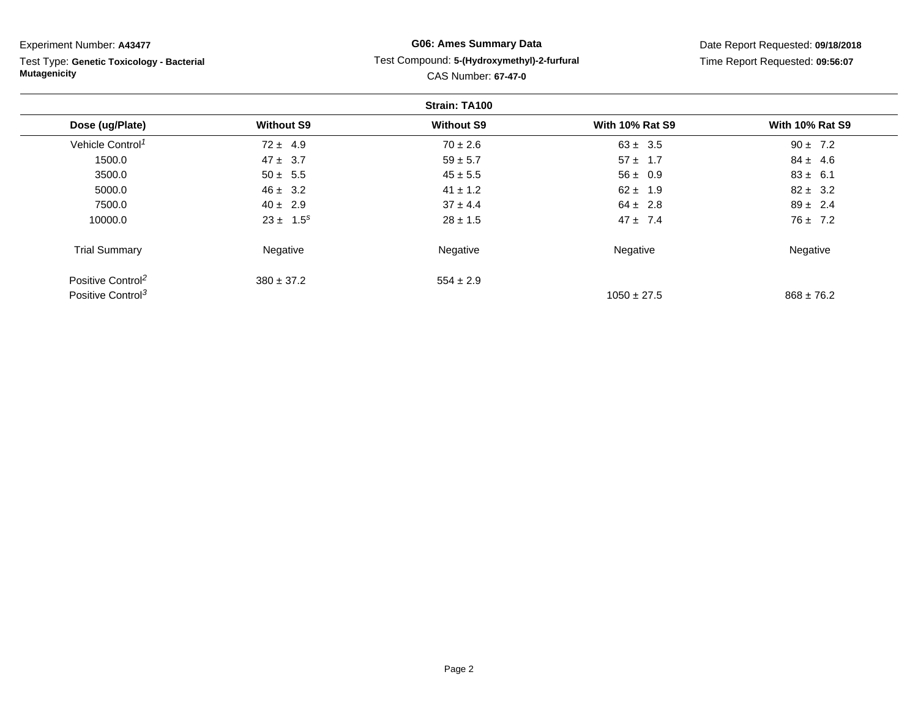Experiment Number: **A43477**

Test Type: **Genetic Toxicology - Bacterial Mutagenicity**

**G06: Ames Summary Data**

Test Compound: **5-(Hydroxymethyl)-2-furfural**

CAS Number: **67-47-0**

Date Report Requested: **09/18/2018**

Time Report Requested: **09:56:07**

**Strain: TA100**

| Dose (ug/Plate) | Without S9 | Without S9 | With 10% Rat S9 | With 10% Rat S9 |
|---|---|---|---|---|
| Vehicle Control[1] | 72 ± 4.9 | 70 ± 2.6 | 63 ± 3.5 | 90 ± 7.2 |
| 1500.0 | 47 ± 3.7 | 59 ± 5.7 | 57 ± 1.7 | 84 ± 4.6 |
| 3500.0 | 50 ± 5.5 | 45 ± 5.5 | 56 ± 0.9 | 83 ± 6.1 |
| 5000.0 | 46 ± 3.2 | 41 ± 1.2 | 62 ± 1.9 | 82 ± 3.2 |
| 7500.0 | 40 ± 2.9 | 37 ± 4.4 | 64 ± 2.8 | 89 ± 2.4 |
| 10000.0 | 23 ± 1.5[s] | 28 ± 1.5 | 47 ± 7.4 | 76 ± 7.2 |
| Trial Summary | Negative | Negative | Negative | Negative |
| Positive Control[2] | 380 ± 37.2 | 554 ± 2.9 | | |
| Positive Control[3] | | | 1050 ± 27.5 | 868 ± 76.2 |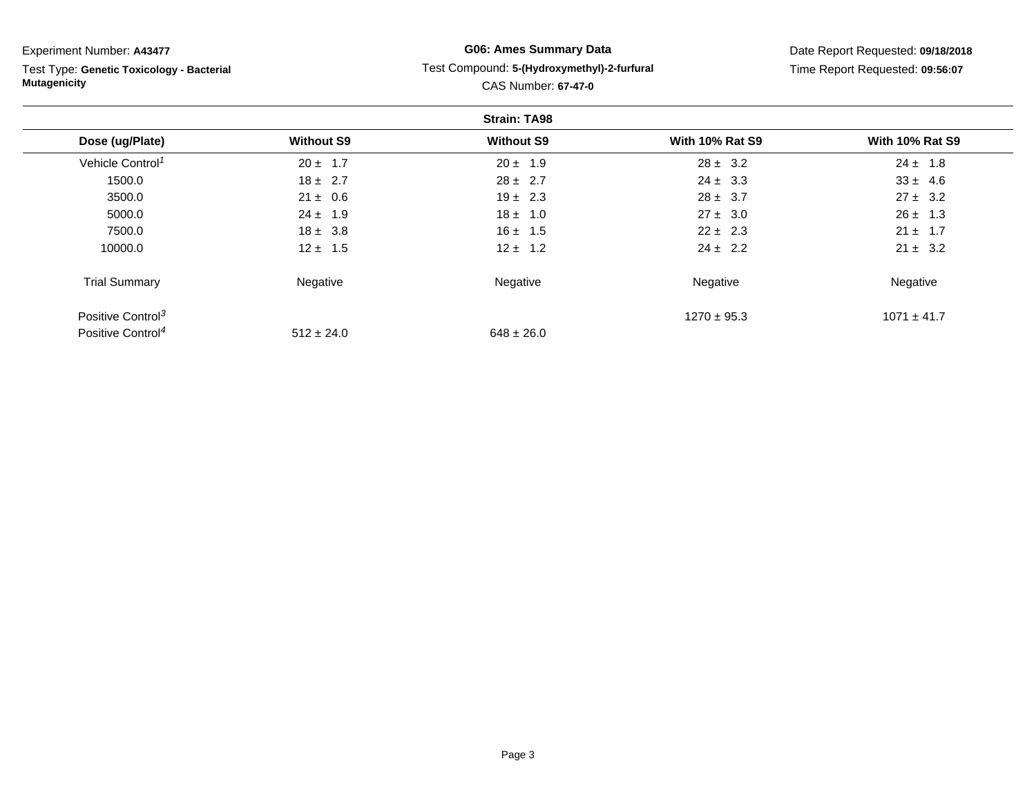Experiment Number: **A43477**

Test Type: **Genetic Toxicology - Bacterial Mutagenicity**

**G06: Ames Summary Data**

Test Compound: **5-(Hydroxymethyl)-2-furfural**

CAS Number: **67-47-0**

Date Report Requested: **09/18/2018**

Time Report Requested: **09:56:07**

**Strain: TA98**

| Dose (ug/Plate) | Without S9 | Without S9 | With 10% Rat S9 | With 10% Rat S9 |
|---|---|---|---|---|
| Vehicle Control[1] | 20 ± 1.7 | 20 ± 1.9 | 28 ± 3.2 | 24 ± 1.8 |
| 1500.0 | 18 ± 2.7 | 28 ± 2.7 | 24 ± 3.3 | 33 ± 4.6 |
| 3500.0 | 21 ± 0.6 | 19 ± 2.3 | 28 ± 3.7 | 27 ± 3.2 |
| 5000.0 | 24 ± 1.9 | 18 ± 1.0 | 27 ± 3.0 | 26 ± 1.3 |
| 7500.0 | 18 ± 3.8 | 16 ± 1.5 | 22 ± 2.3 | 21 ± 1.7 |
| 10000.0 | 12 ± 1.5 | 12 ± 1.2 | 24 ± 2.2 | 21 ± 3.2 |
| Trial Summary | Negative | Negative | Negative | Negative |
| Positive Control[3] | | | 1270 ± 95.3 | 1071 ± 41.7 |
| Positive Control[4] | 512 ± 24.0 | 648 ± 26.0 | | |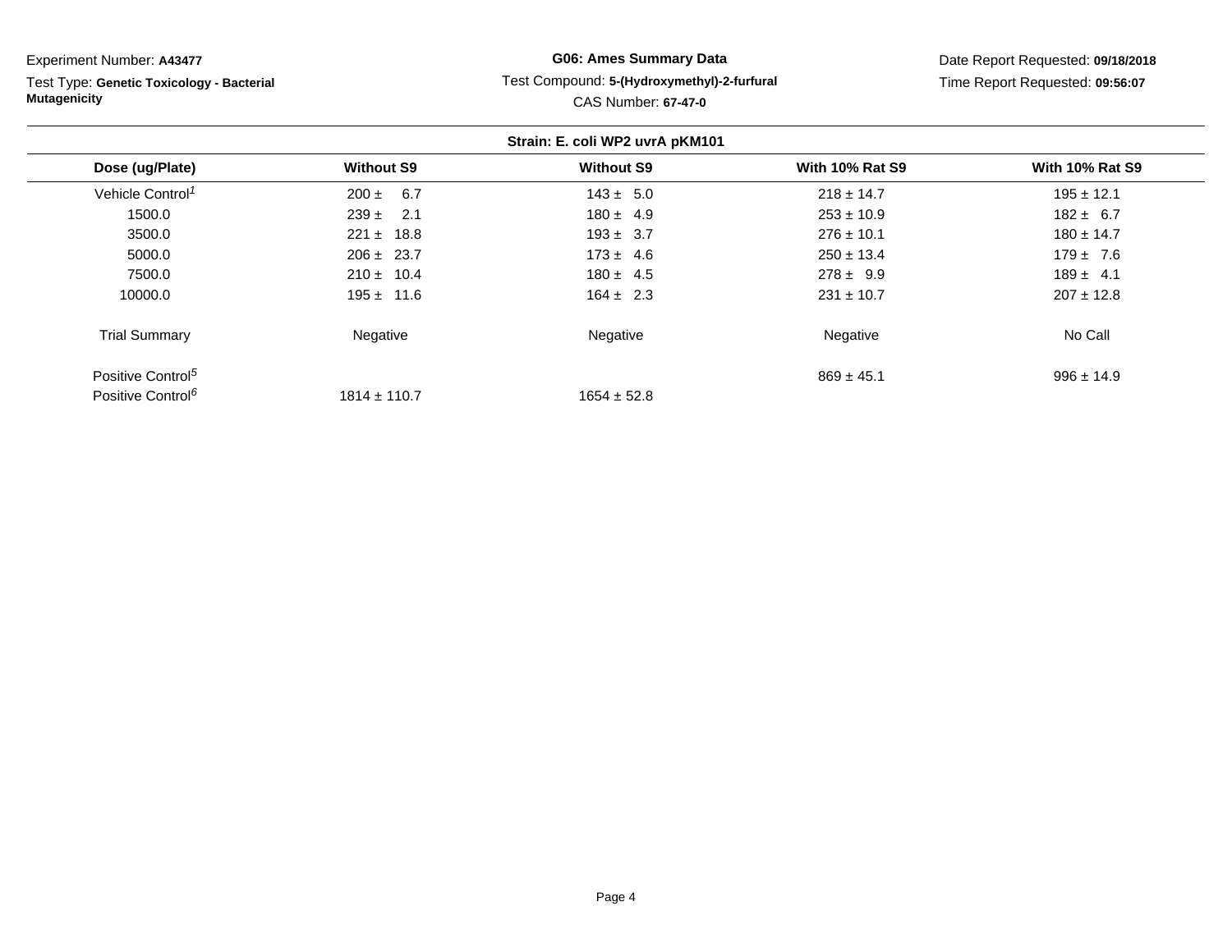Experiment Number: **A43477**

Test Type: **Genetic Toxicology - Bacterial Mutagenicity**

**G06: Ames Summary Data**

Test Compound: **5-(Hydroxymethyl)-2-furfural**

CAS Number: **67-47-0**

Date Report Requested: **09/18/2018**

Time Report Requested: **09:56:07**

**Strain: E. coli WP2 uvrA pKM101**

| Dose (ug/Plate) | Without S9 | Without S9 | With 10% Rat S9 | With 10% Rat S9 |
|---|---|---|---|---|
| Vehicle Control[1] | 200 ± 6.7 | 143 ± 5.0 | 218 ± 14.7 | 195 ± 12.1 |
| 1500.0 | 239 ± 2.1 | 180 ± 4.9 | 253 ± 10.9 | 182 ± 6.7 |
| 3500.0 | 221 ± 18.8 | 193 ± 3.7 | 276 ± 10.1 | 180 ± 14.7 |
| 5000.0 | 206 ± 23.7 | 173 ± 4.6 | 250 ± 13.4 | 179 ± 7.6 |
| 7500.0 | 210 ± 10.4 | 180 ± 4.5 | 278 ± 9.9 | 189 ± 4.1 |
| 10000.0 | 195 ± 11.6 | 164 ± 2.3 | 231 ± 10.7 | 207 ± 12.8 |
| Trial Summary | Negative | Negative | Negative | No Call |
| Positive Control[5] | | | 869 ± 45.1 | 996 ± 14.9 |
| Positive Control[6] | 1814 ± 110.7 | 1654 ± 52.8 | | |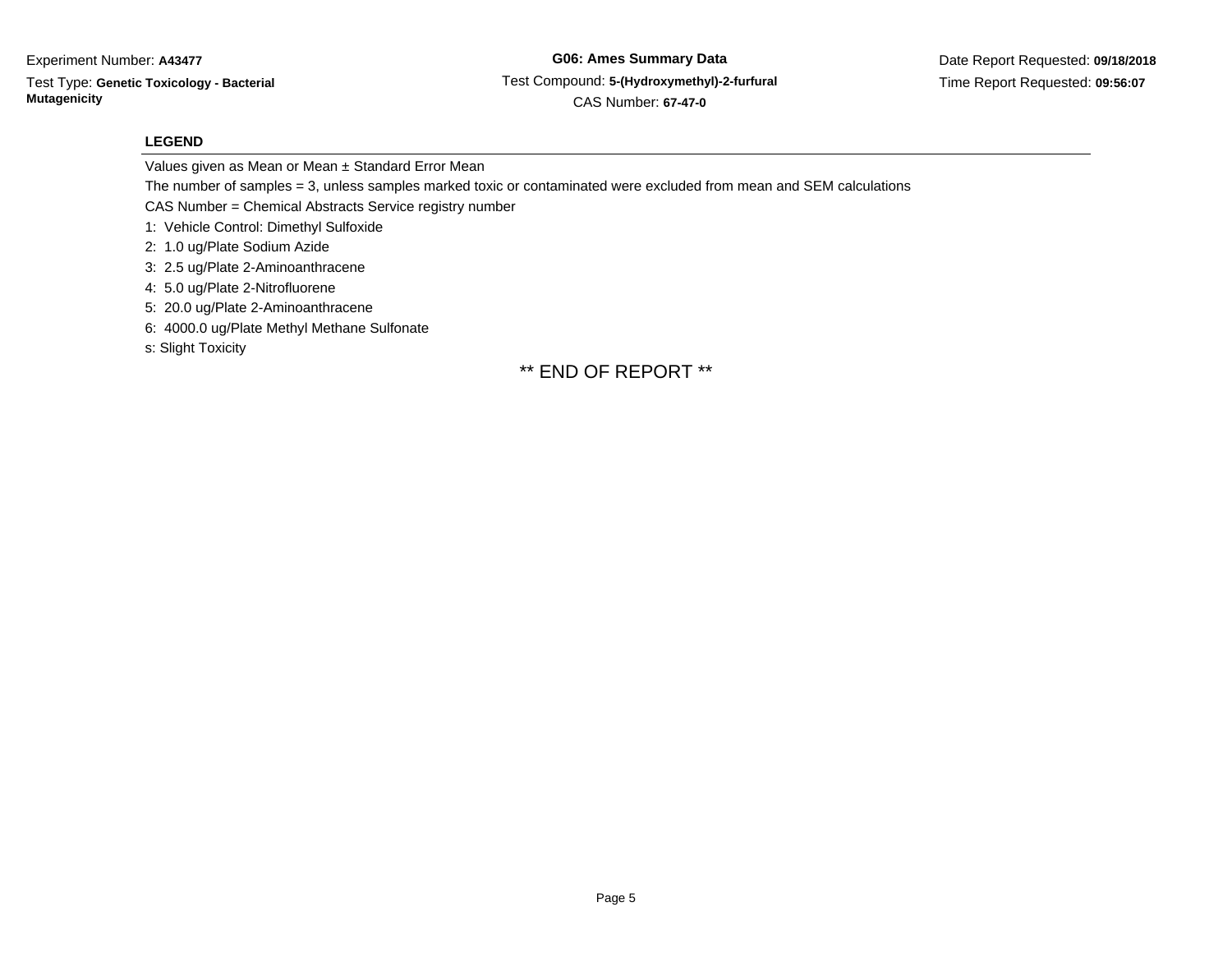Experiment Number: **A43477**

Test Type: **Genetic Toxicology - Bacterial Mutagenicity**

**G06: Ames Summary Data**

Test Compound: **5-(Hydroxymethyl)-2-furfural**

CAS Number: **67-47-0**

Date Report Requested: **09/18/2018**

Time Report Requested: **09:56:07**

**LEGEND**

Values given as Mean or Mean ± Standard Error Mean

The number of samples = 3, unless samples marked toxic or contaminated were excluded from mean and SEM calculations

CAS Number = Chemical Abstracts Service registry number

1: Vehicle Control: Dimethyl Sulfoxide

2: 1.0 ug/Plate Sodium Azide

3: 2.5 ug/Plate 2-Aminoanthracene

4: 5.0 ug/Plate 2-Nitrofluorene

5: 20.0 ug/Plate 2-Aminoanthracene

6: 4000.0 ug/Plate Methyl Methane Sulfonate

s: Slight Toxicity

** END OF REPORT **